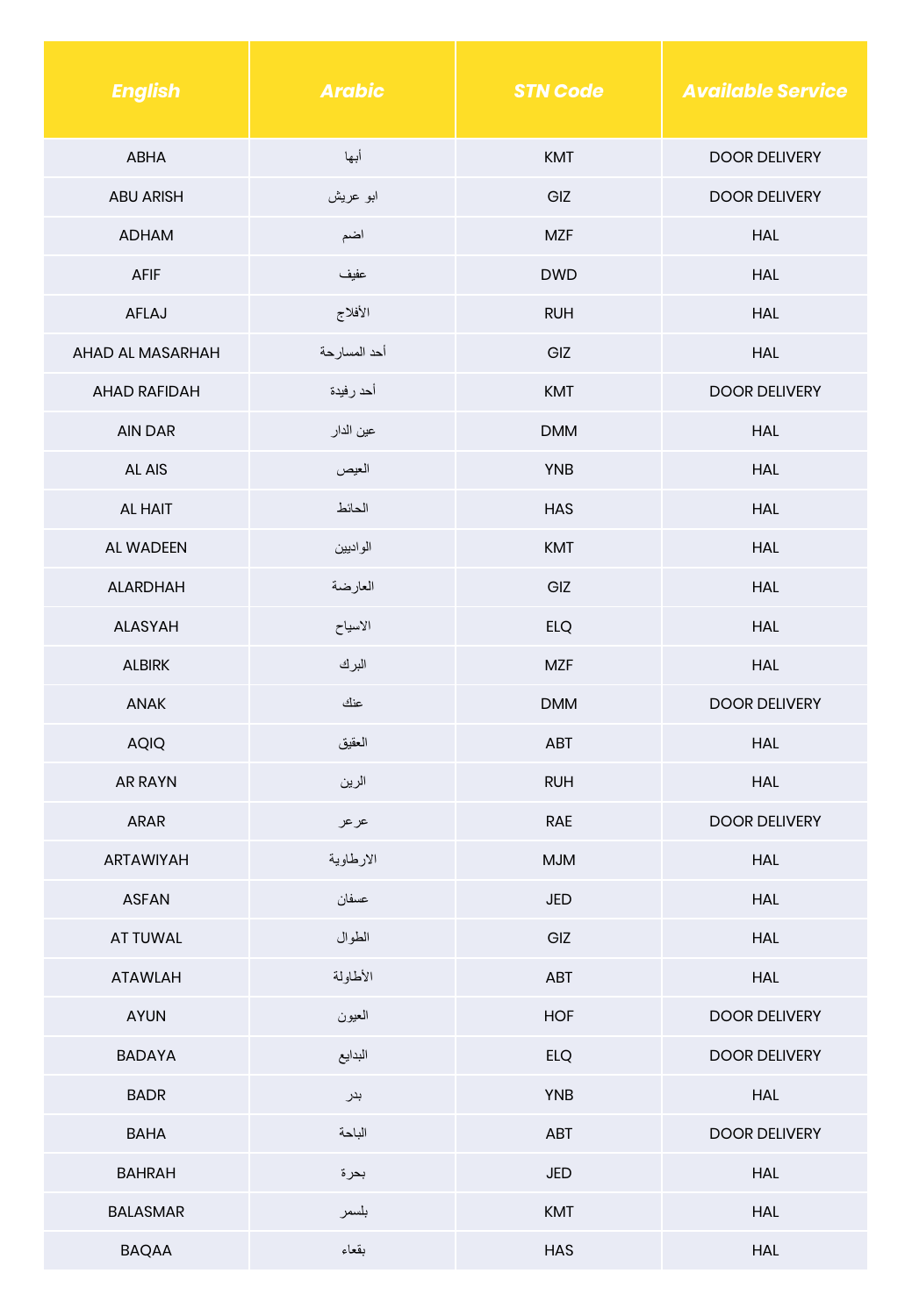| English | Arabic | STN Code | Available Service |
| --- | --- | --- | --- |
| ABHA | أبها | KMT | DOOR DELIVERY |
| ABU ARISH | ابو عريش | GIZ | DOOR DELIVERY |
| ADHAM | اضم | MZF | HAL |
| AFIF | عفيف | DWD | HAL |
| AFLAJ | الأفلاج | RUH | HAL |
| AHAD AL MASARHAH | أحد المسارحة | GIZ | HAL |
| AHAD RAFIDAH | أحد رفيدة | KMT | DOOR DELIVERY |
| AIN DAR | عين الدار | DMM | HAL |
| AL AIS | العيص | YNB | HAL |
| AL HAIT | الحائط | HAS | HAL |
| AL WADEEN | الواديين | KMT | HAL |
| ALARDHAH | العارضة | GIZ | HAL |
| ALASYAH | الاسياح | ELQ | HAL |
| ALBIRK | البرك | MZF | HAL |
| ANAK | عنك | DMM | DOOR DELIVERY |
| AQIQ | العقيق | ABT | HAL |
| AR RAYN | الرين | RUH | HAL |
| ARAR | عرعر | RAE | DOOR DELIVERY |
| ARTAWIYAH | الارطاوية | MJM | HAL |
| ASFAN | عسفان | JED | HAL |
| AT TUWAL | الطوال | GIZ | HAL |
| ATAWLAH | الأطاولة | ABT | HAL |
| AYUN | العيون | HOF | DOOR DELIVERY |
| BADAYA | البدايع | ELQ | DOOR DELIVERY |
| BADR | بدر | YNB | HAL |
| BAHA | الباحة | ABT | DOOR DELIVERY |
| BAHRAH | بحرة | JED | HAL |
| BALASMAR | بلسمر | KMT | HAL |
| BAQAA | بقعاء | HAS | HAL |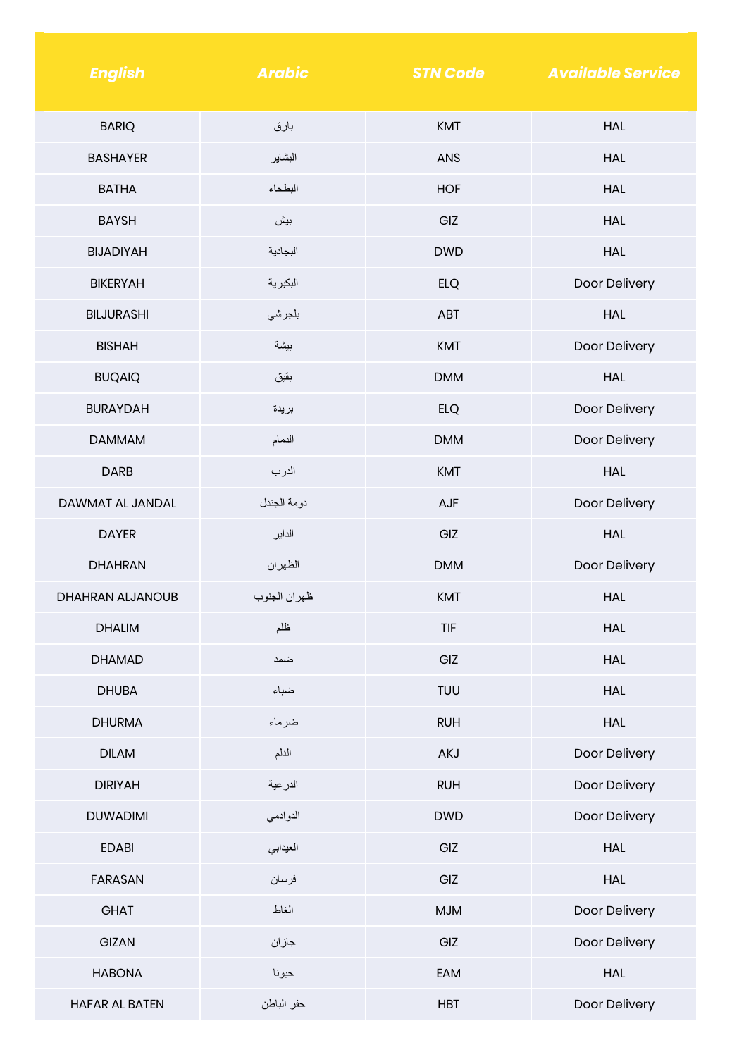| English | Arabic | STN Code | Available Service |
|---|---|---|---|
| BARIQ | بارق | KMT | HAL |
| BASHAYER | البشاير | ANS | HAL |
| BATHA | البطحاء | HOF | HAL |
| BAYSH | بيش | GIZ | HAL |
| BIJADIYAH | البجادية | DWD | HAL |
| BIKERYAH | البكيرية | ELQ | Door Delivery |
| BILJURASHI | بلجرشي | ABT | HAL |
| BISHAH | بيشة | KMT | Door Delivery |
| BUQAIQ | بقيق | DMM | HAL |
| BURAYDAH | بريدة | ELQ | Door Delivery |
| DAMMAM | الدمام | DMM | Door Delivery |
| DARB | الدرب | KMT | HAL |
| DAWMAT AL JANDAL | دومة الجندل | AJF | Door Delivery |
| DAYER | الداير | GIZ | HAL |
| DHAHRAN | الظهران | DMM | Door Delivery |
| DHAHRAN ALJANOUB | ظهران الجنوب | KMT | HAL |
| DHALIM | ظلم | TIF | HAL |
| DHAMAD | ضمد | GIZ | HAL |
| DHUBA | ضباء | TUU | HAL |
| DHURMA | ضرماء | RUH | HAL |
| DILAM | الدلم | AKJ | Door Delivery |
| DIRIYAH | الدرعية | RUH | Door Delivery |
| DUWADIMI | الدوادمي | DWD | Door Delivery |
| EDABI | العيدابي | GIZ | HAL |
| FARASAN | فرسان | GIZ | HAL |
| GHAT | الغاط | MJM | Door Delivery |
| GIZAN | جازان | GIZ | Door Delivery |
| HABONA | حبونا | EAM | HAL |
| HAFAR AL BATEN | حفر الباطن | HBT | Door Delivery |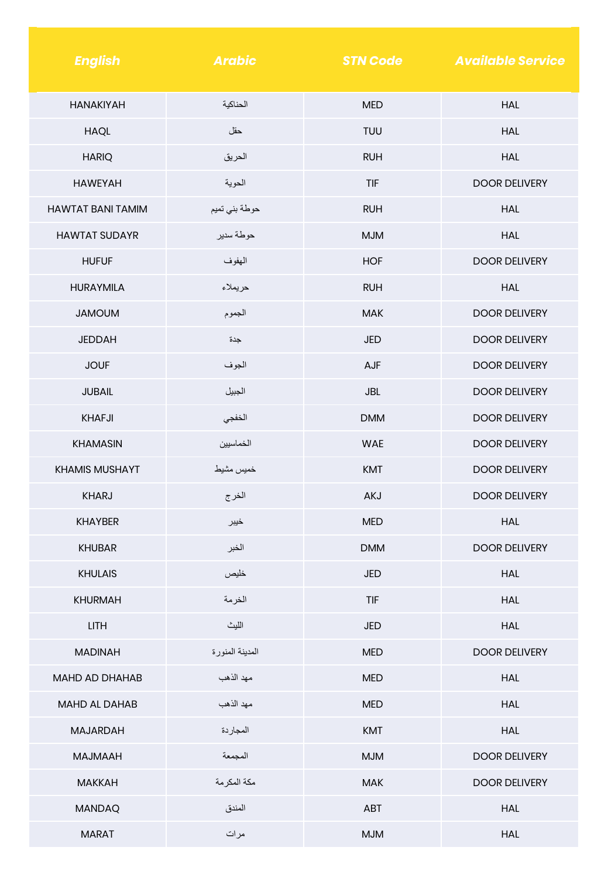| English | Arabic | STN Code | Available Service |
|---|---|---|---|
| HANAKIYAH | الحناكية | MED | HAL |
| HAQL | حقل | TUU | HAL |
| HARIQ | الحريق | RUH | HAL |
| HAWEYAH | الحوية | TIF | DOOR DELIVERY |
| HAWTAT BANI TAMIM | حوطة بني تميم | RUH | HAL |
| HAWTAT SUDAYR | حوطة سدير | MJM | HAL |
| HUFUF | الهفوف | HOF | DOOR DELIVERY |
| HURAYMILA | حريملاء | RUH | HAL |
| JAMOUM | الجموم | MAK | DOOR DELIVERY |
| JEDDAH | جدة | JED | DOOR DELIVERY |
| JOUF | الجوف | AJF | DOOR DELIVERY |
| JUBAIL | الجبيل | JBL | DOOR DELIVERY |
| KHAFJI | الخفجي | DMM | DOOR DELIVERY |
| KHAMASIN | الخماسين | WAE | DOOR DELIVERY |
| KHAMIS MUSHAYT | خميس مشيط | KMT | DOOR DELIVERY |
| KHARJ | الخرج | AKJ | DOOR DELIVERY |
| KHAYBER | خيبر | MED | HAL |
| KHUBAR | الخبر | DMM | DOOR DELIVERY |
| KHULAIS | خليص | JED | HAL |
| KHURMAH | الخرمة | TIF | HAL |
| LITH | الليث | JED | HAL |
| MADINAH | المدينة المنورة | MED | DOOR DELIVERY |
| MAHD AD DHAHAB | مهد الذهب | MED | HAL |
| MAHD AL DAHAB | مهد الذهب | MED | HAL |
| MAJARDAH | المجاردة | KMT | HAL |
| MAJMAAH | المجمعة | MJM | DOOR DELIVERY |
| MAKKAH | مكة المكرمة | MAK | DOOR DELIVERY |
| MANDAQ | المندق | ABT | HAL |
| MARAT | مرات | MJM | HAL |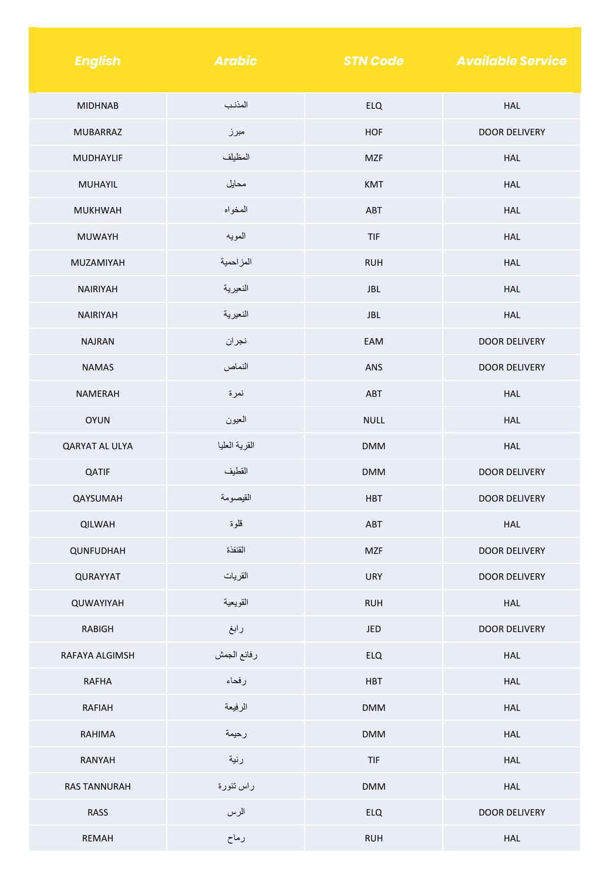| English | Arabic | STN Code | Available Service |
|---|---|---|---|
| MIDHNAB | المذنب | ELQ | HAL |
| MUBARRAZ | مبرز | HOF | DOOR DELIVERY |
| MUDHAYLIF | المظيلف | MZF | HAL |
| MUHAYIL | محايل | KMT | HAL |
| MUKHWAH | المخواه | ABT | HAL |
| MUWAYH | المويه | TIF | HAL |
| MUZAMIYAH | المزاحمية | RUH | HAL |
| NAIRIYAH | النعيرية | JBL | HAL |
| NAIRIYAH | النعيرية | JBL | HAL |
| NAJRAN | نجران | EAM | DOOR DELIVERY |
| NAMAS | النماص | ANS | DOOR DELIVERY |
| NAMERAH | نمرة | ABT | HAL |
| OYUN | العيون | NULL | HAL |
| QARYAT AL ULYA | القرية العليا | DMM | HAL |
| QATIF | القطيف | DMM | DOOR DELIVERY |
| QAYSUMAH | القيصومة | HBT | DOOR DELIVERY |
| QILWAH | قلوة | ABT | HAL |
| QUNFUDHAH | القنفذة | MZF | DOOR DELIVERY |
| QURAYYAT | القريات | URY | DOOR DELIVERY |
| QUWAYIYAH | القويعية | RUH | HAL |
| RABIGH | رابغ | JED | DOOR DELIVERY |
| RAFAYA ALGIMSH | رفائع الجمش | ELQ | HAL |
| RAFHA | رفحاء | HBT | HAL |
| RAFIAH | الرفيعة | DMM | HAL |
| RAHIMA | رحيمة | DMM | HAL |
| RANYAH | رنية | TIF | HAL |
| RAS TANNURAH | راس تنورة | DMM | HAL |
| RASS | الرس | ELQ | DOOR DELIVERY |
| REMAH | رماح | RUH | HAL |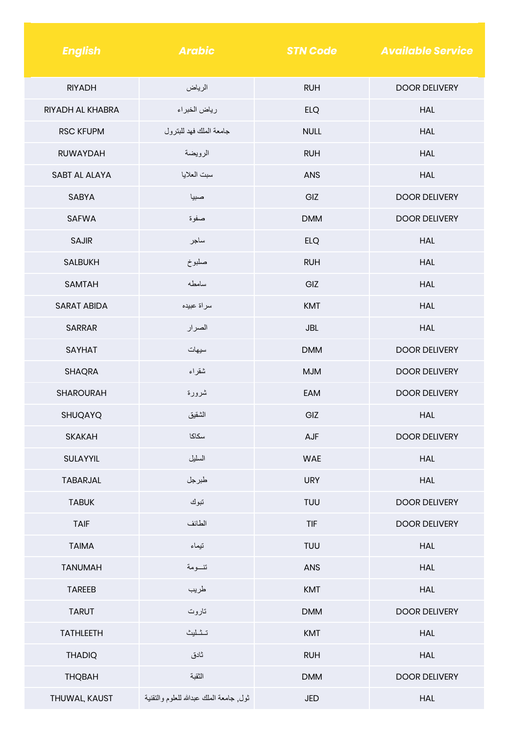| English | Arabic | STN Code | Available Service |
|---|---|---|---|
| RIYADH | الرياض | RUH | DOOR DELIVERY |
| RIYADH AL KHABRA | رياض الخبراء | ELQ | HAL |
| RSC KFUPM | جامعة الملك فهد للبترول | NULL | HAL |
| RUWAYDAH | الرويضة | RUH | HAL |
| SABT AL ALAYA | سبت العلايا | ANS | HAL |
| SABYA | صبيا | GIZ | DOOR DELIVERY |
| SAFWA | صفوة | DMM | DOOR DELIVERY |
| SAJIR | ساجر | ELQ | HAL |
| SALBUKH | صلبوخ | RUH | HAL |
| SAMTAH | سامطه | GIZ | HAL |
| SARAT ABIDA | سراة عبيده | KMT | HAL |
| SARRAR | الصرار | JBL | HAL |
| SAYHAT | سيهات | DMM | DOOR DELIVERY |
| SHAQRA | شقراء | MJM | DOOR DELIVERY |
| SHAROURAH | شرورة | EAM | DOOR DELIVERY |
| SHUQAYQ | الشقيق | GIZ | HAL |
| SKAKAH | سكاكا | AJF | DOOR DELIVERY |
| SULAYYIL | السليل | WAE | HAL |
| TABARJAL | طبرجل | URY | HAL |
| TABUK | تبوك | TUU | DOOR DELIVERY |
| TAIF | الطائف | TIF | DOOR DELIVERY |
| TAIMA | تيماء | TUU | HAL |
| TANUMAH | تنـــومة | ANS | HAL |
| TAREEB | طريب | KMT | HAL |
| TARUT | تاروت | DMM | DOOR DELIVERY |
| TATHLEETH | تــثـليث | KMT | HAL |
| THADIQ | ثادق | RUH | HAL |
| THQBAH | الثقبة | DMM | DOOR DELIVERY |
| THUWAL, KAUST | ثول, جامعة الملك عبدالله للعلوم والتقنية | JED | HAL |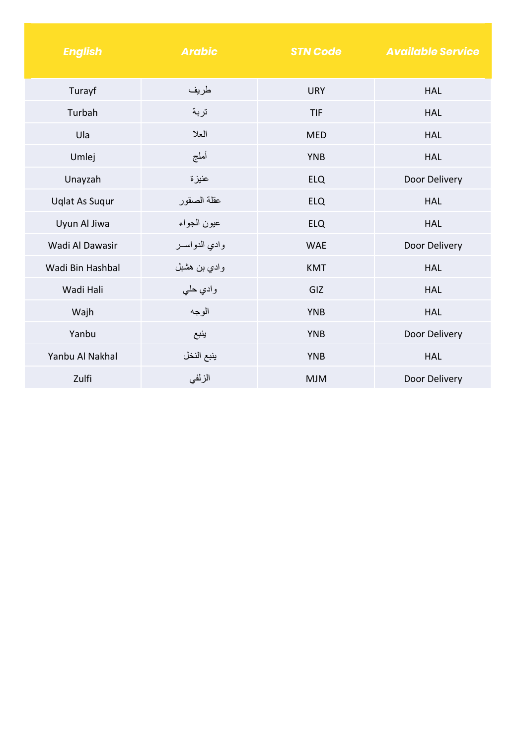| English | Arabic | STN Code | Available Service |
|---|---|---|---|
| Turayf | طريف | URY | HAL |
| Turbah | تربة | TIF | HAL |
| Ula | العلا | MED | HAL |
| Umlej | أملج | YNB | HAL |
| Unayzah | عنيزة | ELQ | Door Delivery |
| Uqlat As Suqur | عقلة الصقور | ELQ | HAL |
| Uyun Al Jiwa | عيون الجواء | ELQ | HAL |
| Wadi Al Dawasir | وادي الدواسـر | WAE | Door Delivery |
| Wadi Bin Hashbal | وادي بن هشبل | KMT | HAL |
| Wadi Hali | وادي حلي | GIZ | HAL |
| Wajh | الوجه | YNB | HAL |
| Yanbu | ينبع | YNB | Door Delivery |
| Yanbu Al Nakhal | ينبع النخل | YNB | HAL |
| Zulfi | الزلفي | MJM | Door Delivery |